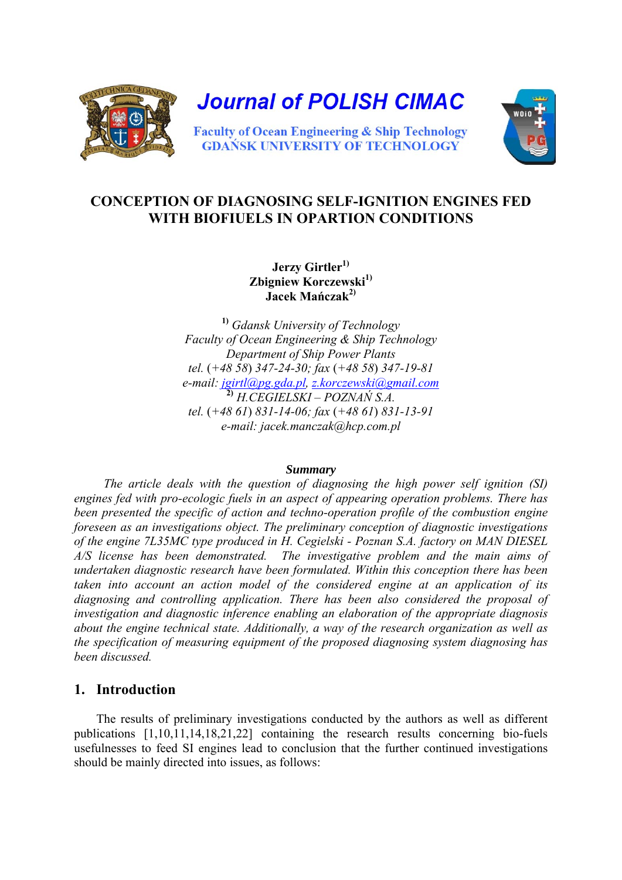# Journal of POLISH CIMAC

Faculty of Ocean Engineering & Ship Technology
GDAŃSK UNIVERSITY OF TECHNOLOGY

## CONCEPTION OF DIAGNOSING SELF-IGNITION ENGINES FED WITH BIOFIUELS IN OPARTION CONDITIONS

**Jerzy Girtler[1)]**
**Zbigniew Korczewski[1)]**
**Jacek Mańczak[2)]**

[1)] *Gdansk University of Technology*
*Faculty of Ocean Engineering & Ship Technology*
*Department of Ship Power Plants*
*tel. (+48 58) 347-24-30; fax (+48 58) 347-19-81*
*e-mail: jgirtl@pg.gda.pl, z.korczewski@gmail.com*
[2)] *H.CEGIELSKI – POZNAŃ S.A.*
*tel. (+48 61) 831-14-06; fax (+48 61) 831-13-91*
*e-mail: jacek.manczak@hcp.com.pl*

***Summary***

*The article deals with the question of diagnosing the high power self ignition (SI) engines fed with pro-ecologic fuels in an aspect of appearing operation problems. There has been presented the specific of action and techno-operation profile of the combustion engine foreseen as an investigations object. The preliminary conception of diagnostic investigations of the engine 7L35MC type produced in H. Cegielski - Poznan S.A. factory on MAN DIESEL A/S license has been demonstrated. The investigative problem and the main aims of undertaken diagnostic research have been formulated. Within this conception there has been taken into account an action model of the considered engine at an application of its diagnosing and controlling application. There has been also considered the proposal of investigation and diagnostic inference enabling an elaboration of the appropriate diagnosis about the engine technical state. Additionally, a way of the research organization as well as the specification of measuring equipment of the proposed diagnosing system diagnosing has been discussed.*

## 1. Introduction

The results of preliminary investigations conducted by the authors as well as different publications [1,10,11,14,18,21,22] containing the research results concerning bio-fuels usefulnesses to feed SI engines lead to conclusion that the further continued investigations should be mainly directed into issues, as follows: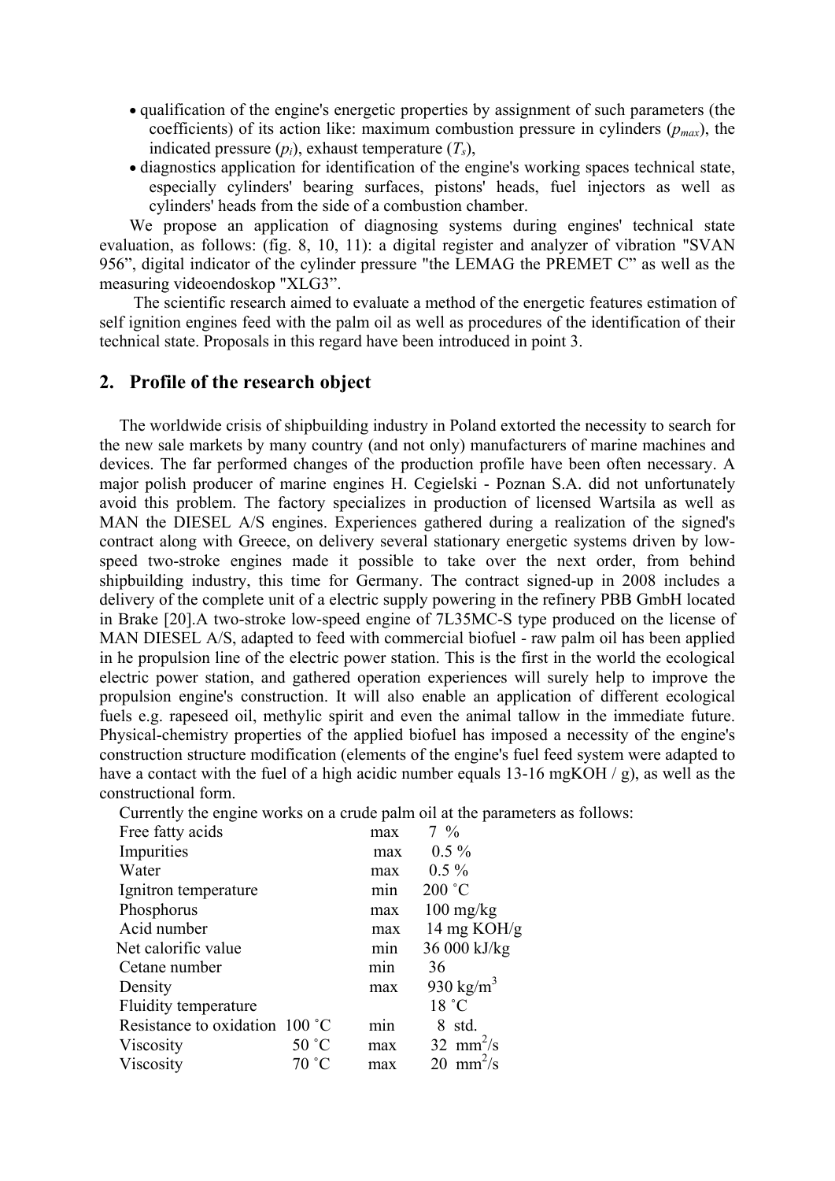- qualification of the engine's energetic properties by assignment of such parameters (the coefficients) of its action like: maximum combustion pressure in cylinders ($p_{max}$), the indicated pressure ($p_i$), exhaust temperature ($T_s$),
- diagnostics application for identification of the engine's working spaces technical state, especially cylinders' bearing surfaces, pistons' heads, fuel injectors as well as cylinders' heads from the side of a combustion chamber.

We propose an application of diagnosing systems during engines' technical state evaluation, as follows: (fig. 8, 10, 11): a digital register and analyzer of vibration "SVAN 956", digital indicator of the cylinder pressure "the LEMAG the PREMET C" as well as the measuring videoendoskop "XLG3".

The scientific research aimed to evaluate a method of the energetic features estimation of self ignition engines feed with the palm oil as well as procedures of the identification of their technical state. Proposals in this regard have been introduced in point 3.

## 2. Profile of the research object

The worldwide crisis of shipbuilding industry in Poland extorted the necessity to search for the new sale markets by many country (and not only) manufacturers of marine machines and devices. The far performed changes of the production profile have been often necessary. A major polish producer of marine engines H. Cegielski - Poznan S.A. did not unfortunately avoid this problem. The factory specializes in production of licensed Wartsila as well as MAN the DIESEL A/S engines. Experiences gathered during a realization of the signed's contract along with Greece, on delivery several stationary energetic systems driven by low-speed two-stroke engines made it possible to take over the next order, from behind shipbuilding industry, this time for Germany. The contract signed-up in 2008 includes a delivery of the complete unit of a electric supply powering in the refinery PBB GmbH located in Brake [20].A two-stroke low-speed engine of 7L35MC-S type produced on the license of MAN DIESEL A/S, adapted to feed with commercial biofuel - raw palm oil has been applied in he propulsion line of the electric power station. This is the first in the world the ecological electric power station, and gathered operation experiences will surely help to improve the propulsion engine's construction. It will also enable an application of different ecological fuels e.g. rapeseed oil, methylic spirit and even the animal tallow in the immediate future. Physical-chemistry properties of the applied biofuel has imposed a necessity of the engine's construction structure modification (elements of the engine's fuel feed system were adapted to have a contact with the fuel of a high acidic number equals 13-16 mgKOH / g), as well as the constructional form.

Currently the engine works on a crude palm oil at the parameters as follows:

| Parameter | | Limit | Value |
|---|---|---|---|
| Free fatty acids | | max | 7 % |
| Impurities | | max | 0.5 % |
| Water | | max | 0.5 % |
| Ignitron temperature | | min | 200 ˚C |
| Phosphorus | | max | 100 mg/kg |
| Acid number | | max | 14 mg KOH/g |
| Net calorific value | | min | 36 000 kJ/kg |
| Cetane number | | min | 36 |
| Density | | max | 930 kg/m$^3$ |
| Fluidity temperature | | | 18 ˚C |
| Resistance to oxidation | 100 ˚C | min | 8 std. |
| Viscosity | 50 ˚C | max | 32 mm$^2$/s |
| Viscosity | 70 ˚C | max | 20 mm$^2$/s |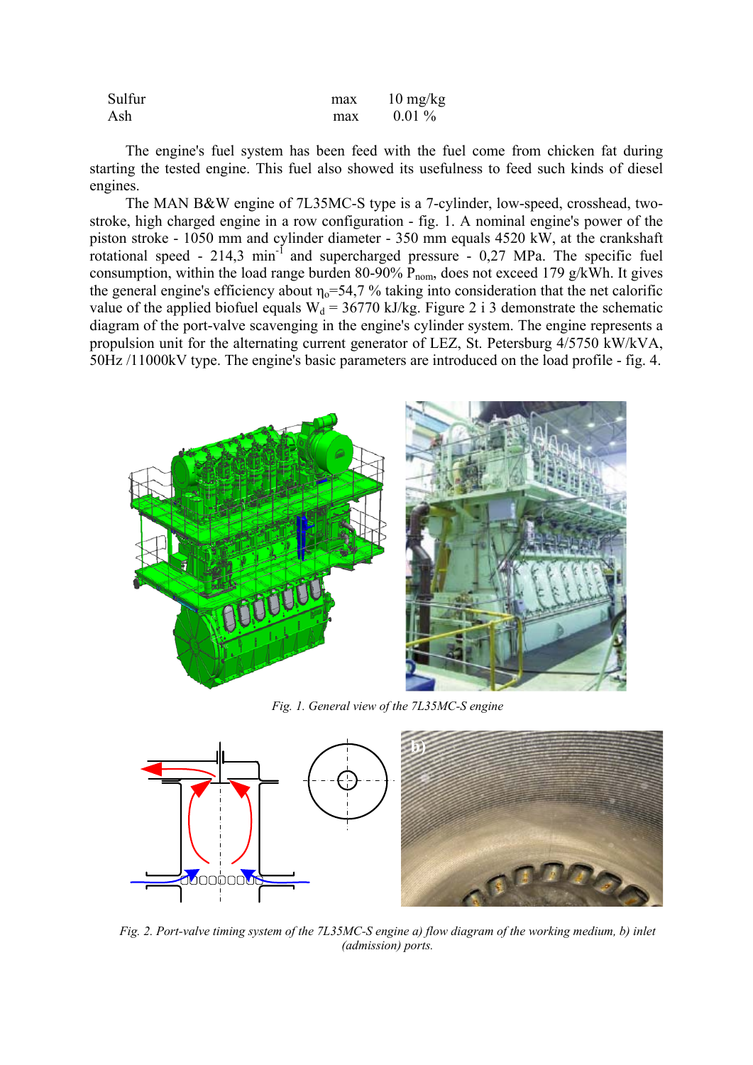| | | |
|---|---|---|
| Sulfur | max | 10 mg/kg |
| Ash | max | 0.01 % |

The engine's fuel system has been feed with the fuel come from chicken fat during starting the tested engine. This fuel also showed its usefulness to feed such kinds of diesel engines.

The MAN B&W engine of 7L35MC-S type is a 7-cylinder, low-speed, crosshead, two-stroke, high charged engine in a row configuration - fig. 1. A nominal engine's power of the piston stroke - 1050 mm and cylinder diameter - 350 mm equals 4520 kW, at the crankshaft rotational speed - 214,3 $min^{-1}$ and supercharged pressure - 0,27 MPa. The specific fuel consumption, within the load range burden 80-90% $P_{nom}$, does not exceed 179 g/kWh. It gives the general engine's efficiency about $\eta_o$=54,7 % taking into consideration that the net calorific value of the applied biofuel equals $W_d$ = 36770 kJ/kg. Figure 2 i 3 demonstrate the schematic diagram of the port-valve scavenging in the engine's cylinder system. The engine represents a propulsion unit for the alternating current generator of LEZ, St. Petersburg 4/5750 kW/kVA, 50Hz /11000kV type. The engine's basic parameters are introduced on the load profile - fig. 4.

*Fig. 1. General view of the 7L35MC-S engine*

*Fig. 2. Port-valve timing system of the 7L35MC-S engine a) flow diagram of the working medium, b) inlet (admission) ports.*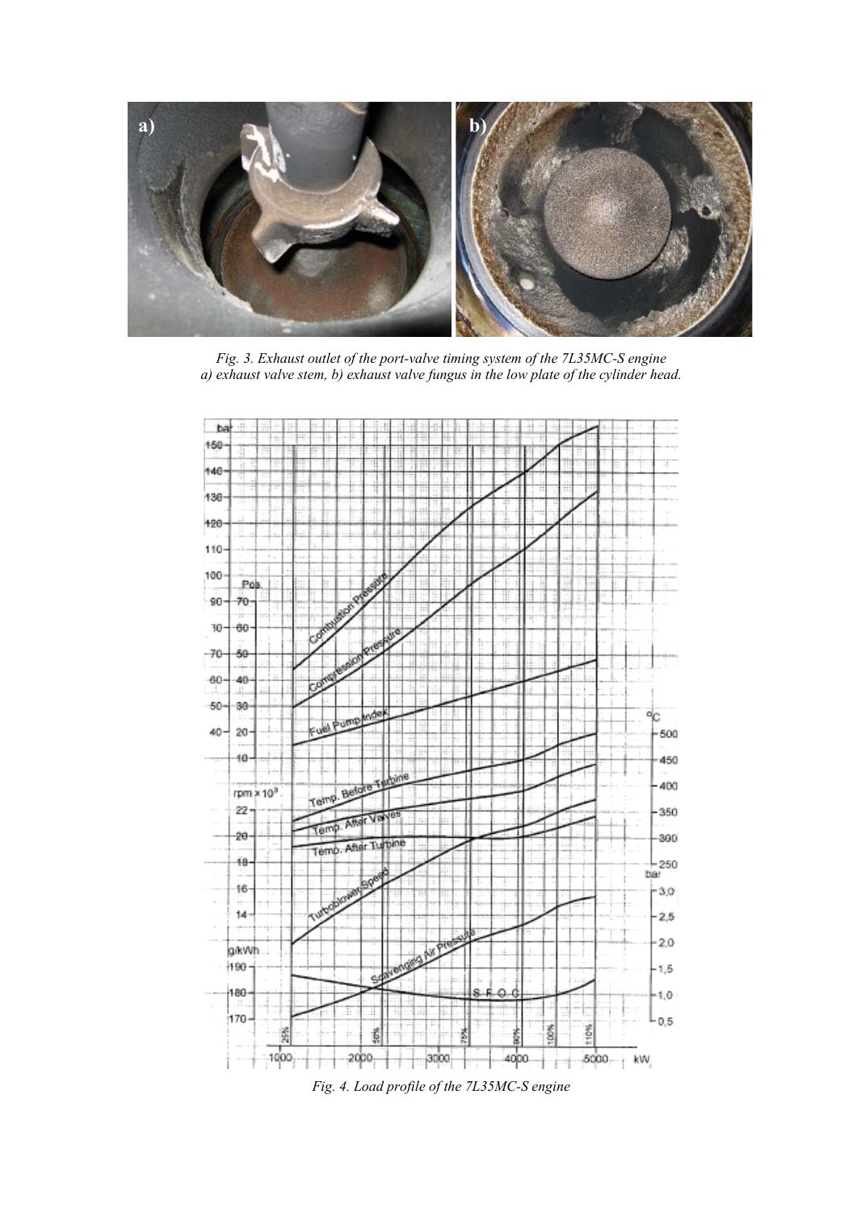*Fig. 3. Exhaust outlet of the port-valve timing system of the 7L35MC-S engine*
*a) exhaust valve stem, b) exhaust valve fungus in the low plate of the cylinder head.*

*Fig. 4. Load profile of the 7L35MC-S engine*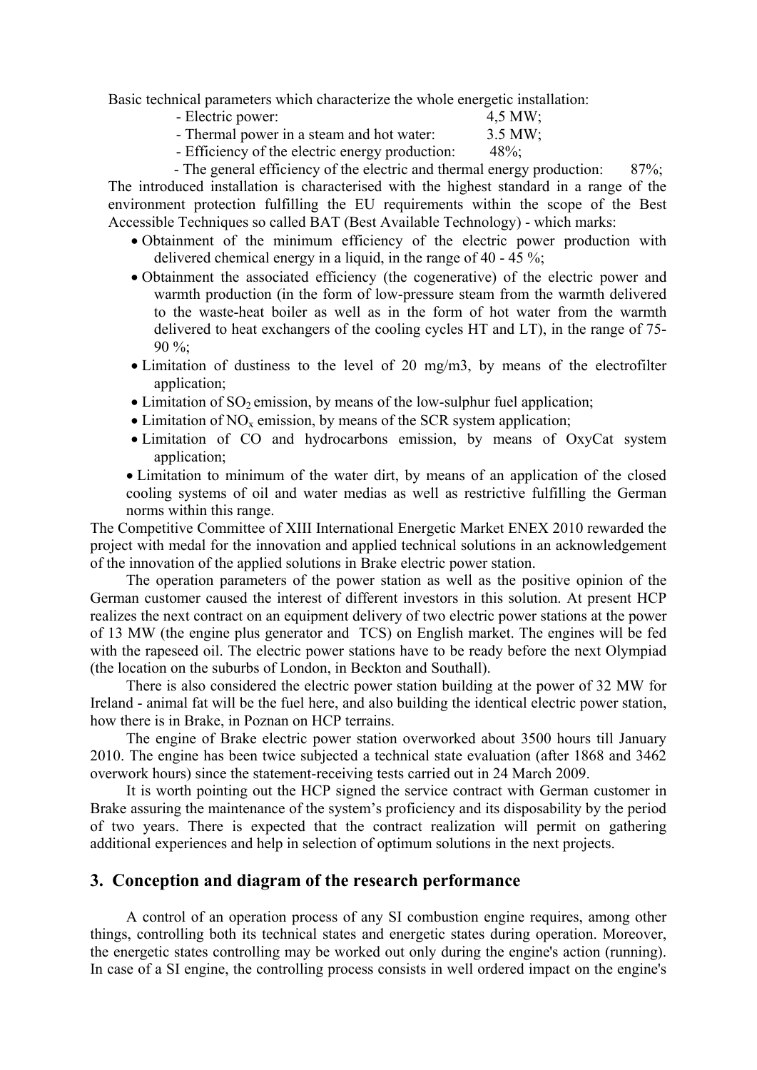Basic technical parameters which characterize the whole energetic installation:

- Electric power: 4,5 MW;
- Thermal power in a steam and hot water: 3.5 MW;
- Efficiency of the electric energy production: 48%;
- The general efficiency of the electric and thermal energy production: 87%;

The introduced installation is characterised with the highest standard in a range of the environment protection fulfilling the EU requirements within the scope of the Best Accessible Techniques so called BAT (Best Available Technology) - which marks:

- Obtainment of the minimum efficiency of the electric power production with delivered chemical energy in a liquid, in the range of 40 - 45 %;
- Obtainment the associated efficiency (the cogenerative) of the electric power and warmth production (in the form of low-pressure steam from the warmth delivered to the waste-heat boiler as well as in the form of hot water from the warmth delivered to heat exchangers of the cooling cycles HT and LT), in the range of 75-90 %;
- Limitation of dustiness to the level of 20 mg/m3, by means of the electrofilter application;
- Limitation of $SO_2$ emission, by means of the low-sulphur fuel application;
- Limitation of $NO_x$ emission, by means of the SCR system application;
- Limitation of CO and hydrocarbons emission, by means of OxyCat system application;
- Limitation to minimum of the water dirt, by means of an application of the closed cooling systems of oil and water medias as well as restrictive fulfilling the German norms within this range.

The Competitive Committee of XIII International Energetic Market ENEX 2010 rewarded the project with medal for the innovation and applied technical solutions in an acknowledgement of the innovation of the applied solutions in Brake electric power station.

The operation parameters of the power station as well as the positive opinion of the German customer caused the interest of different investors in this solution. At present HCP realizes the next contract on an equipment delivery of two electric power stations at the power of 13 MW (the engine plus generator and TCS) on English market. The engines will be fed with the rapeseed oil. The electric power stations have to be ready before the next Olympiad (the location on the suburbs of London, in Beckton and Southall).

There is also considered the electric power station building at the power of 32 MW for Ireland - animal fat will be the fuel here, and also building the identical electric power station, how there is in Brake, in Poznan on HCP terrains.

The engine of Brake electric power station overworked about 3500 hours till January 2010. The engine has been twice subjected a technical state evaluation (after 1868 and 3462 overwork hours) since the statement-receiving tests carried out in 24 March 2009.

It is worth pointing out the HCP signed the service contract with German customer in Brake assuring the maintenance of the system's proficiency and its disposability by the period of two years. There is expected that the contract realization will permit on gathering additional experiences and help in selection of optimum solutions in the next projects.

## 3. Conception and diagram of the research performance

A control of an operation process of any SI combustion engine requires, among other things, controlling both its technical states and energetic states during operation. Moreover, the energetic states controlling may be worked out only during the engine's action (running). In case of a SI engine, the controlling process consists in well ordered impact on the engine's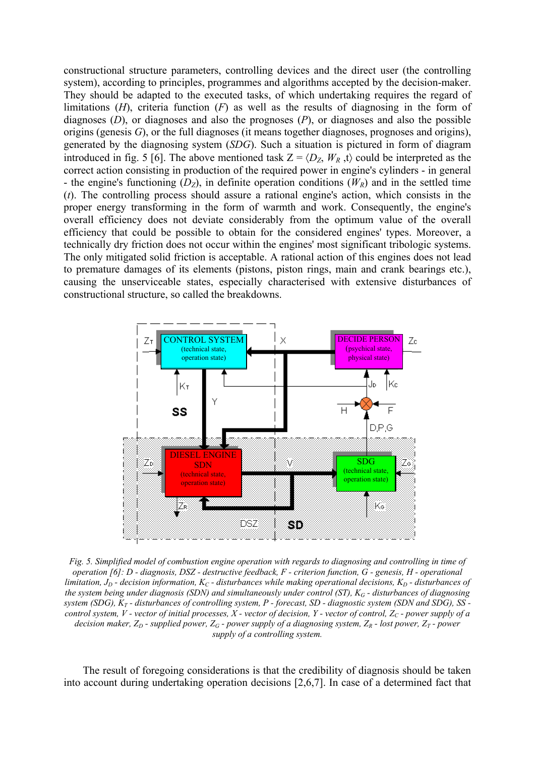constructional structure parameters, controlling devices and the direct user (the controlling system), according to principles, programmes and algorithms accepted by the decision-maker. They should be adapted to the executed tasks, of which undertaking requires the regard of limitations (*H*), criteria function (*F*) as well as the results of diagnosing in the form of diagnoses (*D*), or diagnoses and also the prognoses (*P*), or diagnoses and also the possible origins (genesis *G*), or the full diagnoses (it means together diagnoses, prognoses and origins), generated by the diagnosing system (*SDG*). Such a situation is pictured in form of diagram introduced in fig. 5 [6]. The above mentioned task $Z = \langle D_Z, W_R, t \rangle$ could be interpreted as the correct action consisting in production of the required power in engine's cylinders - in general - the engine's functioning ($D_Z$), in definite operation conditions ($W_R$) and in the settled time (*t*). The controlling process should assure a rational engine's action, which consists in the proper energy transforming in the form of warmth and work. Consequently, the engine's overall efficiency does not deviate considerably from the optimum value of the overall efficiency that could be possible to obtain for the considered engines' types. Moreover, a technically dry friction does not occur within the engines' most significant tribologic systems. The only mitigated solid friction is acceptable. A rational action of this engines does not lead to premature damages of its elements (pistons, piston rings, main and crank bearings etc.), causing the unserviceable states, especially characterised with extensive disturbances of constructional structure, so called the breakdowns.

*Fig. 5. Simplified model of combustion engine operation with regards to diagnosing and controlling in time of operation [6]: D - diagnosis, DSZ - destructive feedback, F - criterion function, G - genesis, H - operational limitation, $J_D$ - decision information, $K_C$ - disturbances while making operational decisions, $K_D$ - disturbances of the system being under diagnosis (SDN) and simultaneously under control (ST), $K_G$ - disturbances of diagnosing system (SDG), $K_T$ - disturbances of controlling system, P - forecast, SD - diagnostic system (SDN and SDG), SS - control system, V - vector of initial processes, X - vector of decision, Y - vector of control, $Z_C$ - power supply of a decision maker, $Z_D$ - supplied power, $Z_G$ - power supply of a diagnosing system, $Z_R$ - lost power, $Z_T$ - power supply of a controlling system.*

The result of foregoing considerations is that the credibility of diagnosis should be taken into account during undertaking operation decisions [2,6,7]. In case of a determined fact that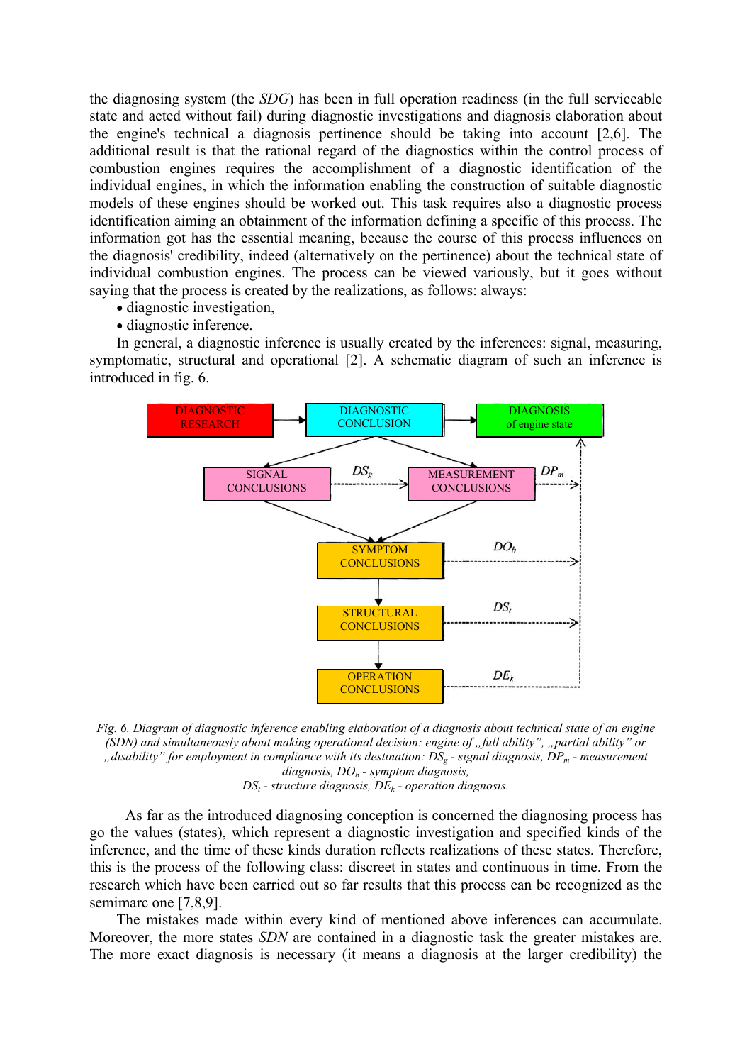the diagnosing system (the *SDG*) has been in full operation readiness (in the full serviceable state and acted without fail) during diagnostic investigations and diagnosis elaboration about the engine's technical a diagnosis pertinence should be taking into account [2,6]. The additional result is that the rational regard of the diagnostics within the control process of combustion engines requires the accomplishment of a diagnostic identification of the individual engines, in which the information enabling the construction of suitable diagnostic models of these engines should be worked out. This task requires also a diagnostic process identification aiming an obtainment of the information defining a specific of this process. The information got has the essential meaning, because the course of this process influences on the diagnosis' credibility, indeed (alternatively on the pertinence) about the technical state of individual combustion engines. The process can be viewed variously, but it goes without saying that the process is created by the realizations, as follows: always:

- diagnostic investigation,
- diagnostic inference.

In general, a diagnostic inference is usually created by the inferences: signal, measuring, symptomatic, structural and operational [2]. A schematic diagram of such an inference is introduced in fig. 6.

*Fig. 6. Diagram of diagnostic inference enabling elaboration of a diagnosis about technical state of an engine (SDN) and simultaneously about making operational decision: engine of „full ability", „partial ability" or „disability" for employment in compliance with its destination: $DS_g$ - signal diagnosis, $DP_m$ - measurement diagnosis, $DO_b$ - symptom diagnosis, $DS_t$ - structure diagnosis, $DE_k$ - operation diagnosis.*

As far as the introduced diagnosing conception is concerned the diagnosing process has go the values (states), which represent a diagnostic investigation and specified kinds of the inference, and the time of these kinds duration reflects realizations of these states. Therefore, this is the process of the following class: discreet in states and continuous in time. From the research which have been carried out so far results that this process can be recognized as the semimarc one [7,8,9].

The mistakes made within every kind of mentioned above inferences can accumulate. Moreover, the more states *SDN* are contained in a diagnostic task the greater mistakes are. The more exact diagnosis is necessary (it means a diagnosis at the larger credibility) the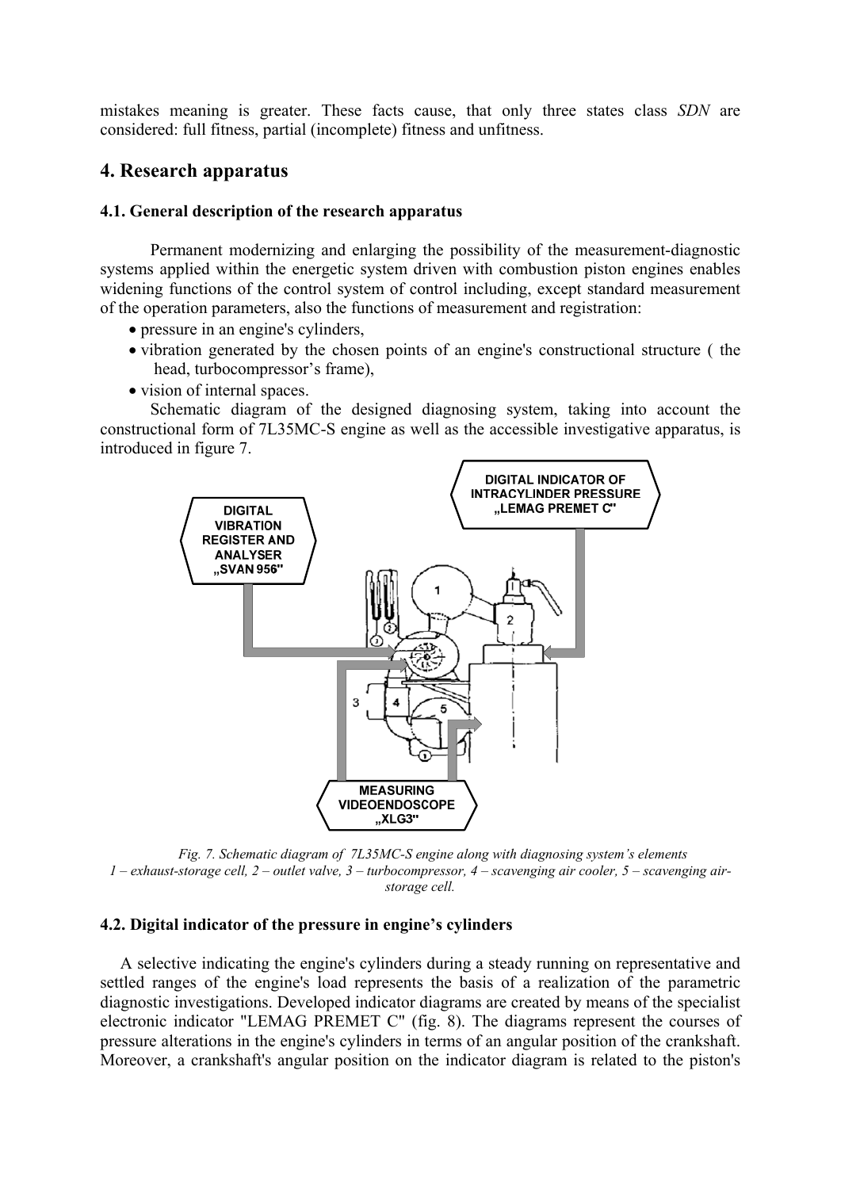mistakes meaning is greater. These facts cause, that only three states class *SDN* are considered: full fitness, partial (incomplete) fitness and unfitness.

## 4. Research apparatus

### 4.1. General description of the research apparatus

Permanent modernizing and enlarging the possibility of the measurement-diagnostic systems applied within the energetic system driven with combustion piston engines enables widening functions of the control system of control including, except standard measurement of the operation parameters, also the functions of measurement and registration:

- pressure in an engine's cylinders,
- vibration generated by the chosen points of an engine's constructional structure ( the head, turbocompressor's frame),
- vision of internal spaces.

Schematic diagram of the designed diagnosing system, taking into account the constructional form of 7L35MC-S engine as well as the accessible investigative apparatus, is introduced in figure 7.

DIGITAL VIBRATION REGISTER AND ANALYSER „SVAN 956"

DIGITAL INDICATOR OF INTRACYLINDER PRESSURE „LEMAG PREMET C"

MEASURING VIDEOENDOSCOPE „XLG3"

*Fig. 7. Schematic diagram of 7L35MC-S engine along with diagnosing system's elements*
*1 – exhaust-storage cell, 2 – outlet valve, 3 – turbocompressor, 4 – scavenging air cooler, 5 – scavenging air-storage cell.*

### 4.2. Digital indicator of the pressure in engine's cylinders

A selective indicating the engine's cylinders during a steady running on representative and settled ranges of the engine's load represents the basis of a realization of the parametric diagnostic investigations. Developed indicator diagrams are created by means of the specialist electronic indicator "LEMAG PREMET C" (fig. 8). The diagrams represent the courses of pressure alterations in the engine's cylinders in terms of an angular position of the crankshaft. Moreover, a crankshaft's angular position on the indicator diagram is related to the piston's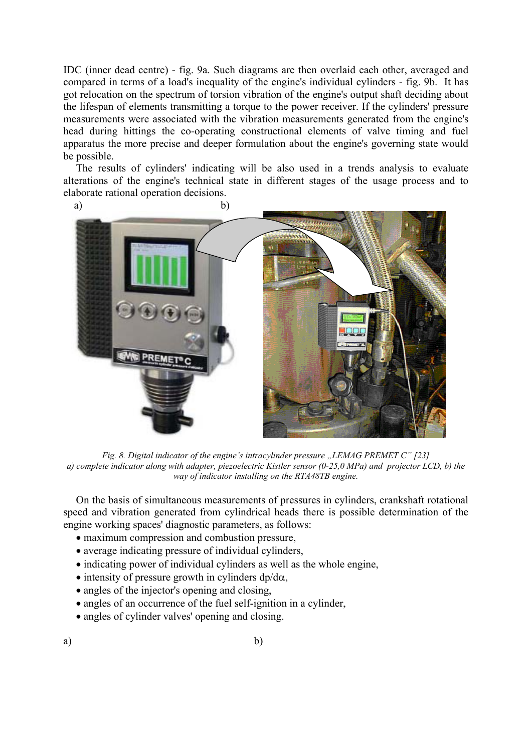IDC (inner dead centre) - fig. 9a. Such diagrams are then overlaid each other, averaged and compared in terms of a load's inequality of the engine's individual cylinders - fig. 9b. It has got relocation on the spectrum of torsion vibration of the engine's output shaft deciding about the lifespan of elements transmitting a torque to the power receiver. If the cylinders' pressure measurements were associated with the vibration measurements generated from the engine's head during hittings the co-operating constructional elements of valve timing and fuel apparatus the more precise and deeper formulation about the engine's governing state would be possible.

The results of cylinders' indicating will be also used in a trends analysis to evaluate alterations of the engine's technical state in different stages of the usage process and to elaborate rational operation decisions.

a) b)

*Fig. 8. Digital indicator of the engine's intracylinder pressure „LEMAG PREMET C" [23]*
*a) complete indicator along with adapter, piezoelectric Kistler sensor (0-25,0 MPa) and projector LCD, b) the way of indicator installing on the RTA48TB engine.*

On the basis of simultaneous measurements of pressures in cylinders, crankshaft rotational speed and vibration generated from cylindrical heads there is possible determination of the engine working spaces' diagnostic parameters, as follows:

- maximum compression and combustion pressure,
- average indicating pressure of individual cylinders,
- indicating power of individual cylinders as well as the whole engine,
- intensity of pressure growth in cylinders $dp/d\alpha$,
- angles of the injector's opening and closing,
- angles of an occurrence of the fuel self-ignition in a cylinder,
- angles of cylinder valves' opening and closing.

a) b)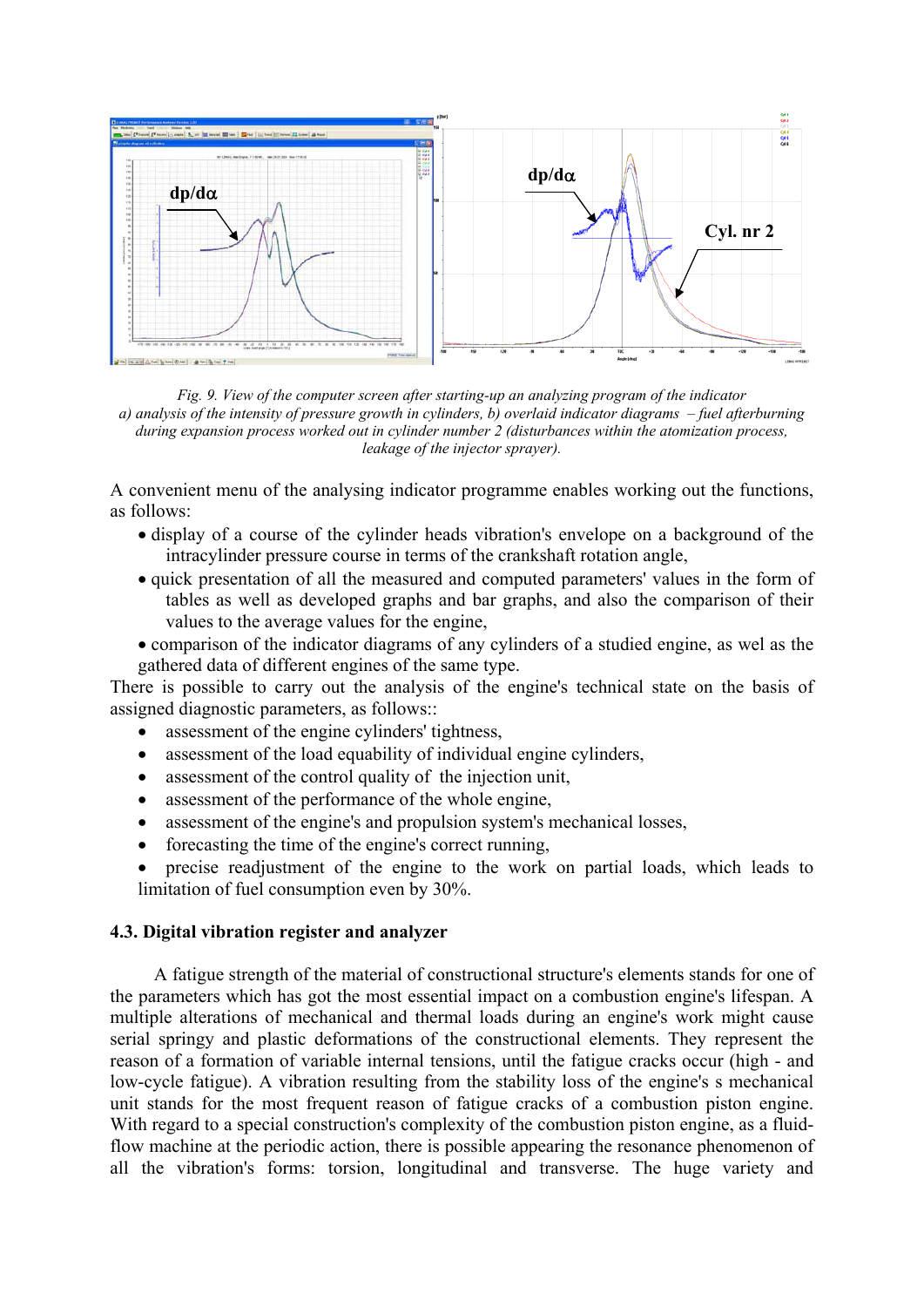*Fig. 9. View of the computer screen after starting-up an analyzing program of the indicator a) analysis of the intensity of pressure growth in cylinders, b) overlaid indicator diagrams – fuel afterburning during expansion process worked out in cylinder number 2 (disturbances within the atomization process, leakage of the injector sprayer).*

A convenient menu of the analysing indicator programme enables working out the functions, as follows:

- display of a course of the cylinder heads vibration's envelope on a background of the intracylinder pressure course in terms of the crankshaft rotation angle,
- quick presentation of all the measured and computed parameters' values in the form of tables as well as developed graphs and bar graphs, and also the comparison of their values to the average values for the engine,
- comparison of the indicator diagrams of any cylinders of a studied engine, as wel as the gathered data of different engines of the same type.

There is possible to carry out the analysis of the engine's technical state on the basis of assigned diagnostic parameters, as follows::

- assessment of the engine cylinders' tightness,
- assessment of the load equability of individual engine cylinders,
- assessment of the control quality of the injection unit,
- assessment of the performance of the whole engine,
- assessment of the engine's and propulsion system's mechanical losses,
- forecasting the time of the engine's correct running,
- precise readjustment of the engine to the work on partial loads, which leads to limitation of fuel consumption even by 30%.

### 4.3. Digital vibration register and analyzer

A fatigue strength of the material of constructional structure's elements stands for one of the parameters which has got the most essential impact on a combustion engine's lifespan. A multiple alterations of mechanical and thermal loads during an engine's work might cause serial springy and plastic deformations of the constructional elements. They represent the reason of a formation of variable internal tensions, until the fatigue cracks occur (high - and low-cycle fatigue). A vibration resulting from the stability loss of the engine's s mechanical unit stands for the most frequent reason of fatigue cracks of a combustion piston engine. With regard to a special construction's complexity of the combustion piston engine, as a fluid-flow machine at the periodic action, there is possible appearing the resonance phenomenon of all the vibration's forms: torsion, longitudinal and transverse. The huge variety and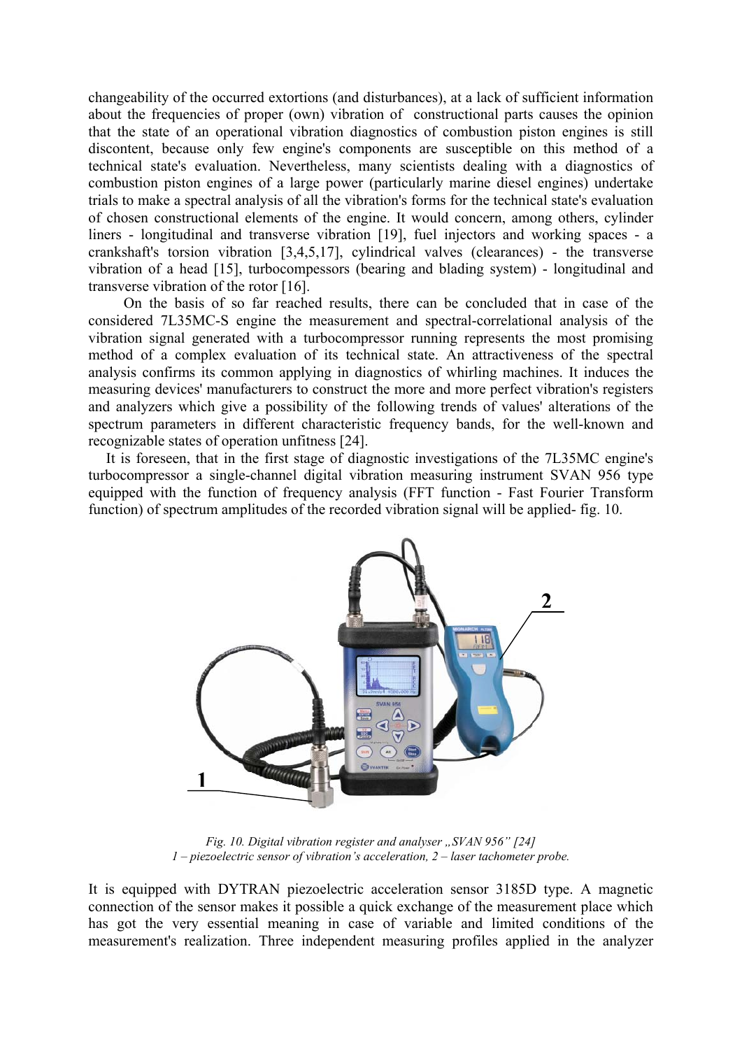changeability of the occurred extortions (and disturbances), at a lack of sufficient information about the frequencies of proper (own) vibration of constructional parts causes the opinion that the state of an operational vibration diagnostics of combustion piston engines is still discontent, because only few engine's components are susceptible on this method of a technical state's evaluation. Nevertheless, many scientists dealing with a diagnostics of combustion piston engines of a large power (particularly marine diesel engines) undertake trials to make a spectral analysis of all the vibration's forms for the technical state's evaluation of chosen constructional elements of the engine. It would concern, among others, cylinder liners - longitudinal and transverse vibration [19], fuel injectors and working spaces - a crankshaft's torsion vibration [3,4,5,17], cylindrical valves (clearances) - the transverse vibration of a head [15], turbocompessors (bearing and blading system) - longitudinal and transverse vibration of the rotor [16].

On the basis of so far reached results, there can be concluded that in case of the considered 7L35MC-S engine the measurement and spectral-correlational analysis of the vibration signal generated with a turbocompressor running represents the most promising method of a complex evaluation of its technical state. An attractiveness of the spectral analysis confirms its common applying in diagnostics of whirling machines. It induces the measuring devices' manufacturers to construct the more and more perfect vibration's registers and analyzers which give a possibility of the following trends of values' alterations of the spectrum parameters in different characteristic frequency bands, for the well-known and recognizable states of operation unfitness [24].

It is foreseen, that in the first stage of diagnostic investigations of the 7L35MC engine's turbocompressor a single-channel digital vibration measuring instrument SVAN 956 type equipped with the function of frequency analysis (FFT function - Fast Fourier Transform function) of spectrum amplitudes of the recorded vibration signal will be applied- fig. 10.

*Fig. 10. Digital vibration register and analyser „SVAN 956" [24]*
*1 – piezoelectric sensor of vibration's acceleration, 2 – laser tachometer probe.*

It is equipped with DYTRAN piezoelectric acceleration sensor 3185D type. A magnetic connection of the sensor makes it possible a quick exchange of the measurement place which has got the very essential meaning in case of variable and limited conditions of the measurement's realization. Three independent measuring profiles applied in the analyzer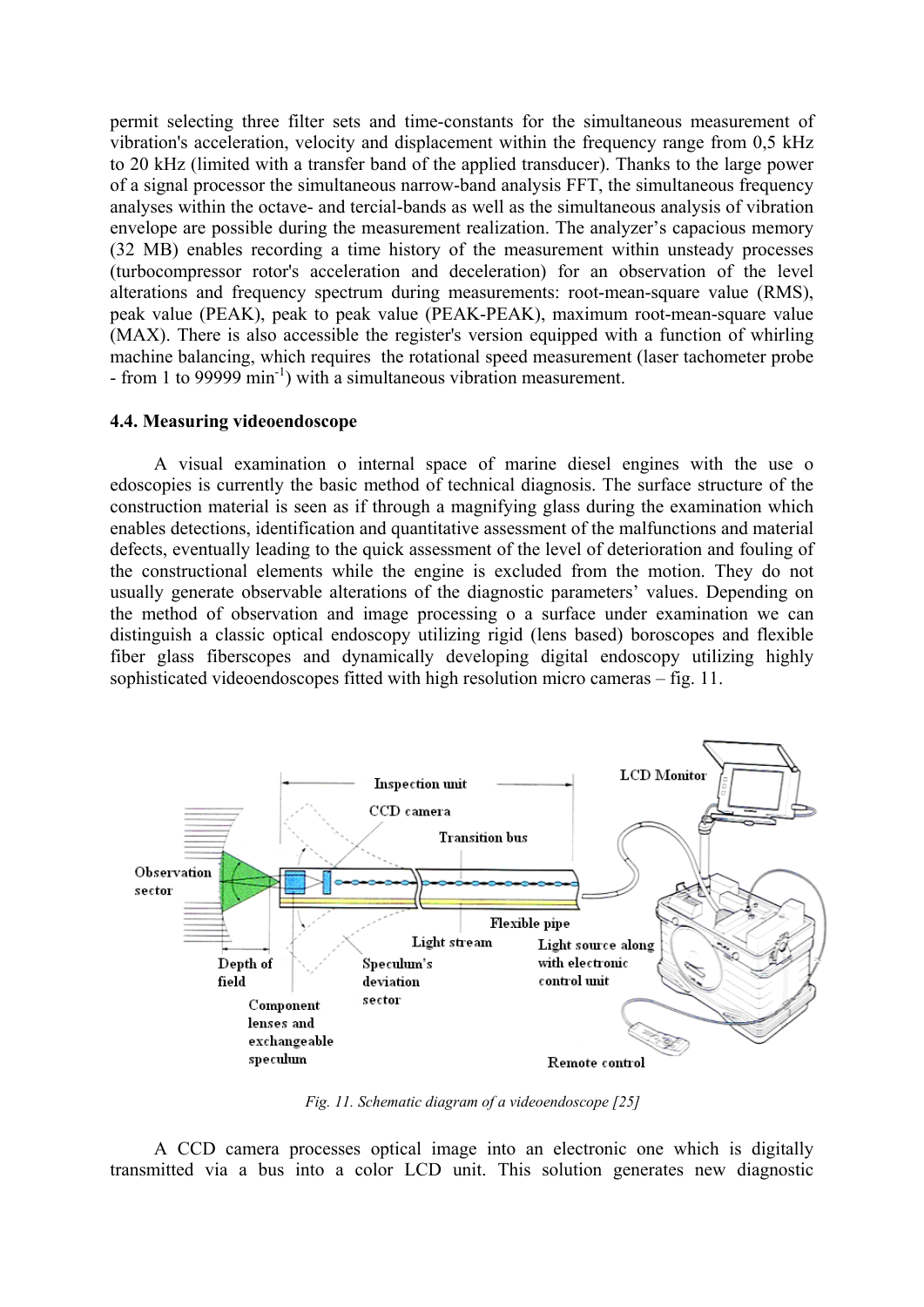permit selecting three filter sets and time-constants for the simultaneous measurement of vibration's acceleration, velocity and displacement within the frequency range from 0,5 kHz to 20 kHz (limited with a transfer band of the applied transducer). Thanks to the large power of a signal processor the simultaneous narrow-band analysis FFT, the simultaneous frequency analyses within the octave- and tercial-bands as well as the simultaneous analysis of vibration envelope are possible during the measurement realization. The analyzer's capacious memory (32 MB) enables recording a time history of the measurement within unsteady processes (turbocompressor rotor's acceleration and deceleration) for an observation of the level alterations and frequency spectrum during measurements: root-mean-square value (RMS), peak value (PEAK), peak to peak value (PEAK-PEAK), maximum root-mean-square value (MAX). There is also accessible the register's version equipped with a function of whirling machine balancing, which requires the rotational speed measurement (laser tachometer probe - from 1 to 99999 $\text{min}^{-1}$) with a simultaneous vibration measurement.

### 4.4. Measuring videoendoscope

A visual examination o internal space of marine diesel engines with the use o edoscopies is currently the basic method of technical diagnosis. The surface structure of the construction material is seen as if through a magnifying glass during the examination which enables detections, identification and quantitative assessment of the malfunctions and material defects, eventually leading to the quick assessment of the level of deterioration and fouling of the constructional elements while the engine is excluded from the motion. They do not usually generate observable alterations of the diagnostic parameters' values. Depending on the method of observation and image processing o a surface under examination we can distinguish a classic optical endoscopy utilizing rigid (lens based) boroscopes and flexible fiber glass fiberscopes and dynamically developing digital endoscopy utilizing highly sophisticated videoendoscopes fitted with high resolution micro cameras – fig. 11.

*Fig. 11. Schematic diagram of a videoendoscope [25]*

A CCD camera processes optical image into an electronic one which is digitally transmitted via a bus into a color LCD unit. This solution generates new diagnostic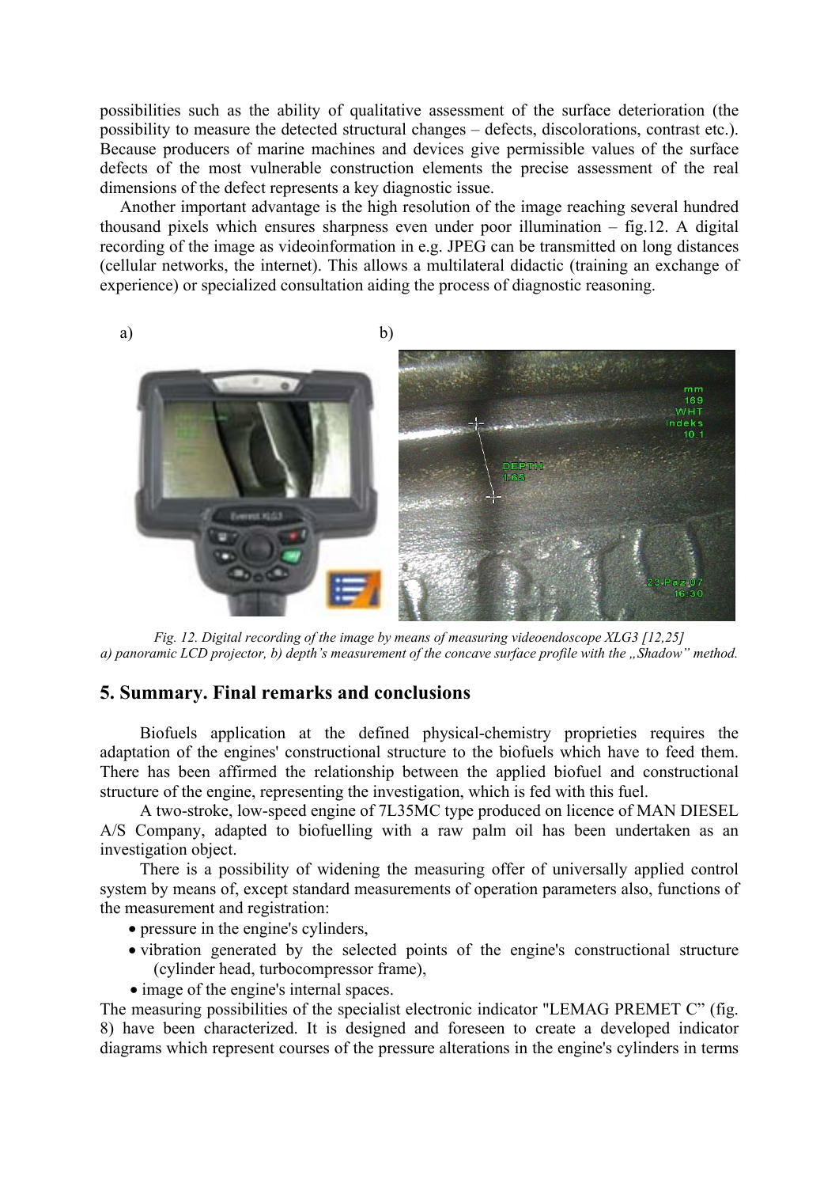possibilities such as the ability of qualitative assessment of the surface deterioration (the possibility to measure the detected structural changes – defects, discolorations, contrast etc.). Because producers of marine machines and devices give permissible values of the surface defects of the most vulnerable construction elements the precise assessment of the real dimensions of the defect represents a key diagnostic issue.

Another important advantage is the high resolution of the image reaching several hundred thousand pixels which ensures sharpness even under poor illumination – fig.12. A digital recording of the image as videoinformation in e.g. JPEG can be transmitted on long distances (cellular networks, the internet). This allows a multilateral didactic (training an exchange of experience) or specialized consultation aiding the process of diagnostic reasoning.

a) b)

*Fig. 12. Digital recording of the image by means of measuring videoendoscope XLG3 [12,25]*
*a) panoramic LCD projector, b) depth's measurement of the concave surface profile with the „Shadow" method.*

## 5. Summary. Final remarks and conclusions

Biofuels application at the defined physical-chemistry proprieties requires the adaptation of the engines' constructional structure to the biofuels which have to feed them. There has been affirmed the relationship between the applied biofuel and constructional structure of the engine, representing the investigation, which is fed with this fuel.

A two-stroke, low-speed engine of 7L35MC type produced on licence of MAN DIESEL A/S Company, adapted to biofuelling with a raw palm oil has been undertaken as an investigation object.

There is a possibility of widening the measuring offer of universally applied control system by means of, except standard measurements of operation parameters also, functions of the measurement and registration:

- pressure in the engine's cylinders,
- vibration generated by the selected points of the engine's constructional structure (cylinder head, turbocompressor frame),
- image of the engine's internal spaces.

The measuring possibilities of the specialist electronic indicator "LEMAG PREMET C" (fig. 8) have been characterized. It is designed and foreseen to create a developed indicator diagrams which represent courses of the pressure alterations in the engine's cylinders in terms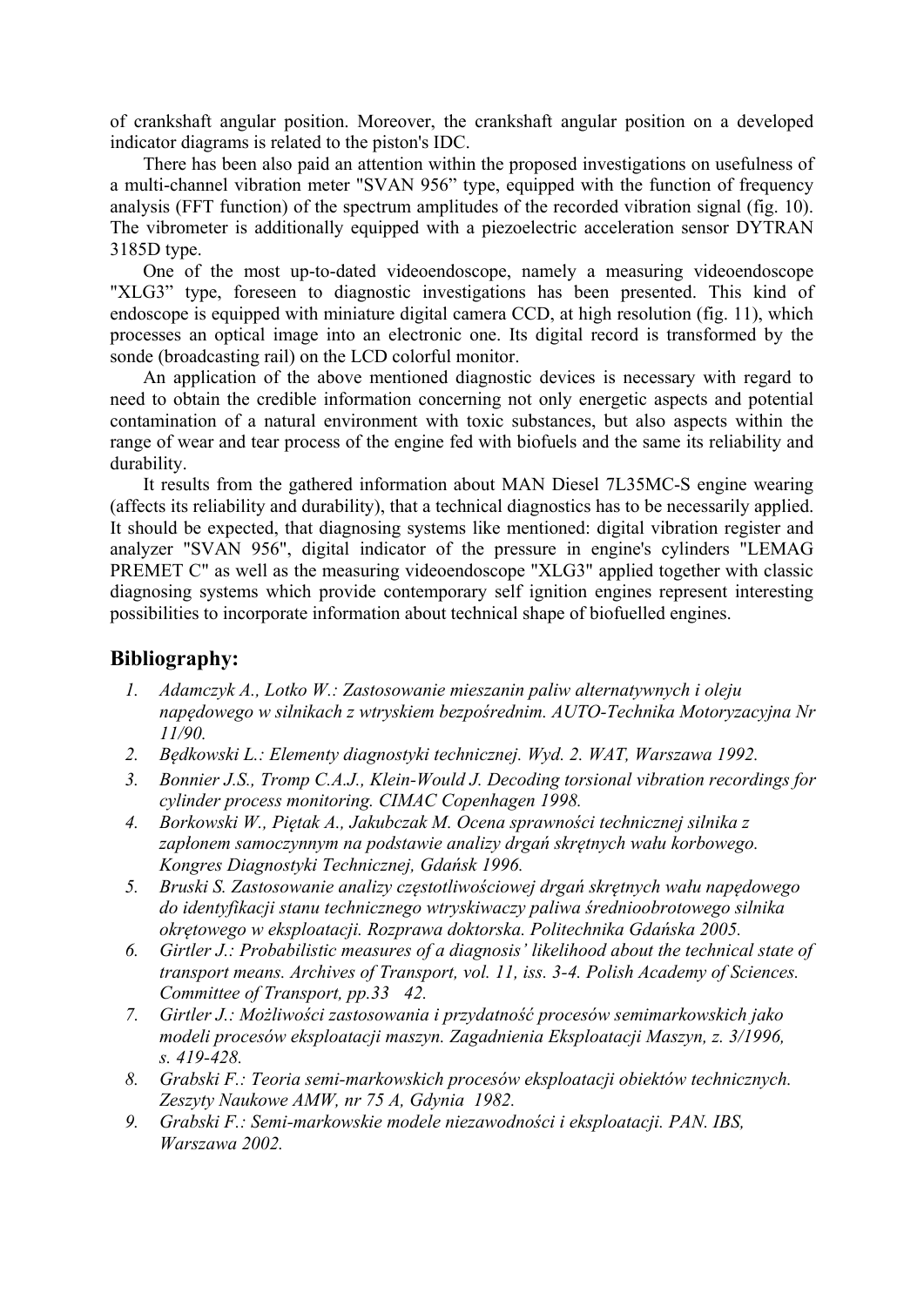of crankshaft angular position. Moreover, the crankshaft angular position on a developed indicator diagrams is related to the piston's IDC.

There has been also paid an attention within the proposed investigations on usefulness of a multi-channel vibration meter "SVAN 956" type, equipped with the function of frequency analysis (FFT function) of the spectrum amplitudes of the recorded vibration signal (fig. 10). The vibrometer is additionally equipped with a piezoelectric acceleration sensor DYTRAN 3185D type.

One of the most up-to-dated videoendoscope, namely a measuring videoendoscope "XLG3" type, foreseen to diagnostic investigations has been presented. This kind of endoscope is equipped with miniature digital camera CCD, at high resolution (fig. 11), which processes an optical image into an electronic one. Its digital record is transformed by the sonde (broadcasting rail) on the LCD colorful monitor.

An application of the above mentioned diagnostic devices is necessary with regard to need to obtain the credible information concerning not only energetic aspects and potential contamination of a natural environment with toxic substances, but also aspects within the range of wear and tear process of the engine fed with biofuels and the same its reliability and durability.

It results from the gathered information about MAN Diesel 7L35MC-S engine wearing (affects its reliability and durability), that a technical diagnostics has to be necessarily applied. It should be expected, that diagnosing systems like mentioned: digital vibration register and analyzer "SVAN 956", digital indicator of the pressure in engine's cylinders "LEMAG PREMET C" as well as the measuring videoendoscope "XLG3" applied together with classic diagnosing systems which provide contemporary self ignition engines represent interesting possibilities to incorporate information about technical shape of biofuelled engines.

## Bibliography:

1. *Adamczyk A., Lotko W.: Zastosowanie mieszanin paliw alternatywnych i oleju napędowego w silnikach z wtryskiem bezpośrednim. AUTO-Technika Motoryzacyjna Nr 11/90.*
2. *Będkowski L.: Elementy diagnostyki technicznej. Wyd. 2. WAT, Warszawa 1992.*
3. *Bonnier J.S., Tromp C.A.J., Klein-Would J. Decoding torsional vibration recordings for cylinder process monitoring. CIMAC Copenhagen 1998.*
4. *Borkowski W., Piętak A., Jakubczak M. Ocena sprawności technicznej silnika z zapłonem samoczynnym na podstawie analizy drgań skrętnych wału korbowego. Kongres Diagnostyki Technicznej, Gdańsk 1996.*
5. *Bruski S. Zastosowanie analizy częstotliwościowej drgań skrętnych wału napędowego do identyfikacji stanu technicznego wtryskiwaczy paliwa średnioobrotowego silnika okrętowego w eksploatacji. Rozprawa doktorska. Politechnika Gdańska 2005.*
6. *Girtler J.: Probabilistic measures of a diagnosis' likelihood about the technical state of transport means. Archives of Transport, vol. 11, iss. 3-4. Polish Academy of Sciences. Committee of Transport, pp.33 42.*
7. *Girtler J.: Możliwości zastosowania i przydatność procesów semimarkowskich jako modeli procesów eksploatacji maszyn. Zagadnienia Eksploatacji Maszyn, z. 3/1996, s. 419-428.*
8. *Grabski F.: Teoria semi-markowskich procesów eksploatacji obiektów technicznych. Zeszyty Naukowe AMW, nr 75 A, Gdynia 1982.*
9. *Grabski F.: Semi-markowskie modele niezawodności i eksploatacji. PAN. IBS, Warszawa 2002.*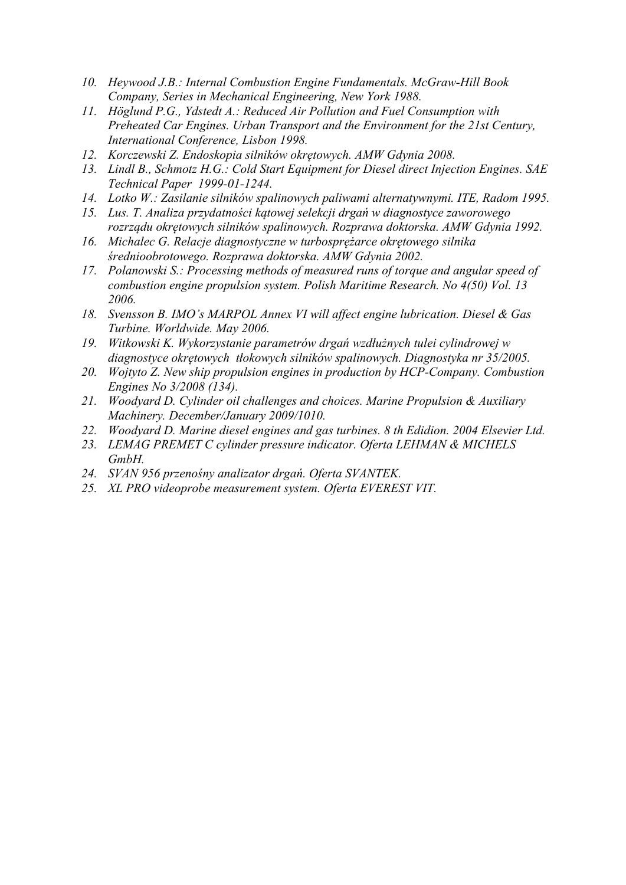10. *Heywood J.B.: Internal Combustion Engine Fundamentals. McGraw-Hill Book Company, Series in Mechanical Engineering, New York 1988.*
11. *Höglund P.G., Ydstedt A.: Reduced Air Pollution and Fuel Consumption with Preheated Car Engines. Urban Transport and the Environment for the 21st Century, International Conference, Lisbon 1998.*
12. *Korczewski Z. Endoskopia silników okrętowych. AMW Gdynia 2008.*
13. *Lindl B., Schmotz H.G.: Cold Start Equipment for Diesel direct Injection Engines. SAE Technical Paper 1999-01-1244.*
14. *Lotko W.: Zasilanie silników spalinowych paliwami alternatywnymi. ITE, Radom 1995.*
15. *Lus. T. Analiza przydatności kątowej selekcji drgań w diagnostyce zaworowego rozrządu okrętowych silników spalinowych. Rozprawa doktorska. AMW Gdynia 1992.*
16. *Michalec G. Relacje diagnostyczne w turbosprężarce okrętowego silnika średnioobrotowego. Rozprawa doktorska. AMW Gdynia 2002.*
17. *Polanowski S.: Processing methods of measured runs of torque and angular speed of combustion engine propulsion system. Polish Maritime Research. No 4(50) Vol. 13 2006.*
18. *Svensson B. IMO's MARPOL Annex VI will affect engine lubrication. Diesel & Gas Turbine. Worldwide. May 2006.*
19. *Witkowski K. Wykorzystanie parametrów drgań wzdłużnych tulei cylindrowej w diagnostyce okrętowych tłokowych silników spalinowych. Diagnostyka nr 35/2005.*
20. *Wojtyto Z. New ship propulsion engines in production by HCP-Company. Combustion Engines No 3/2008 (134).*
21. *Woodyard D. Cylinder oil challenges and choices. Marine Propulsion & Auxiliary Machinery. December/January 2009/1010.*
22. *Woodyard D. Marine diesel engines and gas turbines. 8 th Edidion. 2004 Elsevier Ltd.*
23. *LEMAG PREMET C cylinder pressure indicator. Oferta LEHMAN & MICHELS GmbH.*
24. *SVAN 956 przenośny analizator drgań. Oferta SVANTEK.*
25. *XL PRO videoprobe measurement system. Oferta EVEREST VIT.*